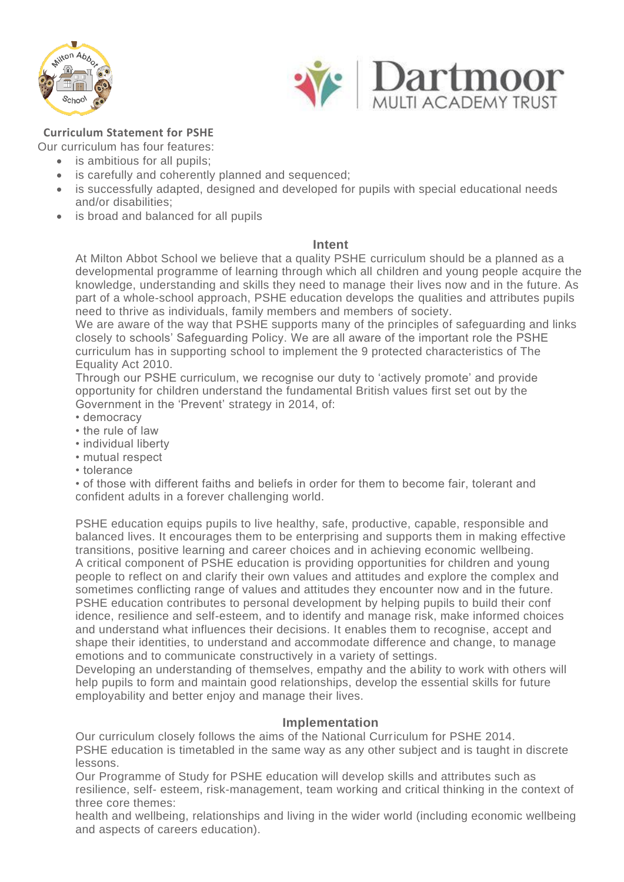## Curriculum Statement for PSHE

Our curriculum has four features:

- is ambitious for all pupils;
- is carefully and coherently planned and sequenced;
- is successfully adapted, designed and developed for pupils with special educational needs and/or disabilities;
- is broad and balanced for all pupils

### Intent

At Milton Abbot School we believe that a quality PSHE curriculum should be a planned as a developmental programme of learning through which all children and young people acquire the knowledge, understanding and skills they need to manage their lives now and in the future. As part of a whole-school approach, PSHE education develops the qualities and attributes pupils need to thrive as individuals, family members and members of society.

We are aware of the way that PSHE supports many of the principles of safeguarding and links closely to schools' Safeguarding Policy. We are all aware of the important role the PSHE curriculum has in supporting school to implement the 9 protected characteristics of The Equality Act 2010.

Through our PSHE curriculum, we recognise our duty to 'actively promote' and provide opportunity for children understand the fundamental British values first set out by the Government in the 'Prevent' strategy in 2014, of:

• democracy
• the rule of law
• individual liberty
• mutual respect
• tolerance
• of those with different faiths and beliefs in order for them to become fair, tolerant and confident adults in a forever challenging world.

PSHE education equips pupils to live healthy, safe, productive, capable, responsible and balanced lives. It encourages them to be enterprising and supports them in making effective transitions, positive learning and career choices and in achieving economic wellbeing.

A critical component of PSHE education is providing opportunities for children and young people to reflect on and clarify their own values and attitudes and explore the complex and sometimes conflicting range of values and attitudes they encounter now and in the future.

PSHE education contributes to personal development by helping pupils to build their conf idence, resilience and self-esteem, and to identify and manage risk, make informed choices and understand what influences their decisions. It enables them to recognise, accept and shape their identities, to understand and accommodate difference and change, to manage emotions and to communicate constructively in a variety of settings.

Developing an understanding of themselves, empathy and the ability to work with others will help pupils to form and maintain good relationships, develop the essential skills for future employability and better enjoy and manage their lives.

### Implementation

Our curriculum closely follows the aims of the National Curriculum for PSHE 2014.

PSHE education is timetabled in the same way as any other subject and is taught in discrete lessons.

Our Programme of Study for PSHE education will develop skills and attributes such as resilience, self- esteem, risk-management, team working and critical thinking in the context of three core themes:

health and wellbeing, relationships and living in the wider world (including economic wellbeing and aspects of careers education).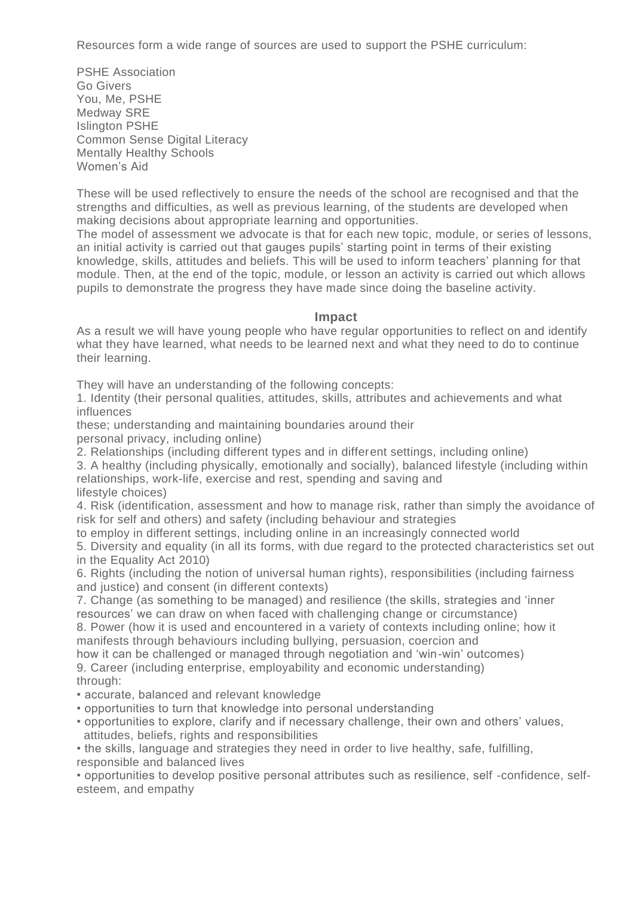Resources form a wide range of sources are used to support the PSHE curriculum:

PSHE Association
Go Givers
You, Me, PSHE
Medway SRE
Islington PSHE
Common Sense Digital Literacy
Mentally Healthy Schools
Women's Aid

These will be used reflectively to ensure the needs of the school are recognised and that the strengths and difficulties, as well as previous learning, of the students are developed when making decisions about appropriate learning and opportunities.
The model of assessment we advocate is that for each new topic, module, or series of lessons, an initial activity is carried out that gauges pupils' starting point in terms of their existing knowledge, skills, attitudes and beliefs. This will be used to inform teachers' planning for that module. Then, at the end of the topic, module, or lesson an activity is carried out which allows pupils to demonstrate the progress they have made since doing the baseline activity.

## Impact

As a result we will have young people who have regular opportunities to reflect on and identify what they have learned, what needs to be learned next and what they need to do to continue their learning.

They will have an understanding of the following concepts:

1. Identity (their personal qualities, attitudes, skills, attributes and achievements and what influences these; understanding and maintaining boundaries around their personal privacy, including online)
2. Relationships (including different types and in different settings, including online)
3. A healthy (including physically, emotionally and socially), balanced lifestyle (including within relationships, work-life, exercise and rest, spending and saving and lifestyle choices)
4. Risk (identification, assessment and how to manage risk, rather than simply the avoidance of risk for self and others) and safety (including behaviour and strategies to employ in different settings, including online in an increasingly connected world
5. Diversity and equality (in all its forms, with due regard to the protected characteristics set out in the Equality Act 2010)
6. Rights (including the notion of universal human rights), responsibilities (including fairness and justice) and consent (in different contexts)
7. Change (as something to be managed) and resilience (the skills, strategies and 'inner resources' we can draw on when faced with challenging change or circumstance)
8. Power (how it is used and encountered in a variety of contexts including online; how it manifests through behaviours including bullying, persuasion, coercion and how it can be challenged or managed through negotiation and 'win-win' outcomes)
9. Career (including enterprise, employability and economic understanding)

through:

- accurate, balanced and relevant knowledge
- opportunities to turn that knowledge into personal understanding
- opportunities to explore, clarify and if necessary challenge, their own and others' values, attitudes, beliefs, rights and responsibilities
- the skills, language and strategies they need in order to live healthy, safe, fulfilling, responsible and balanced lives
- opportunities to develop positive personal attributes such as resilience, self -confidence, self-esteem, and empathy